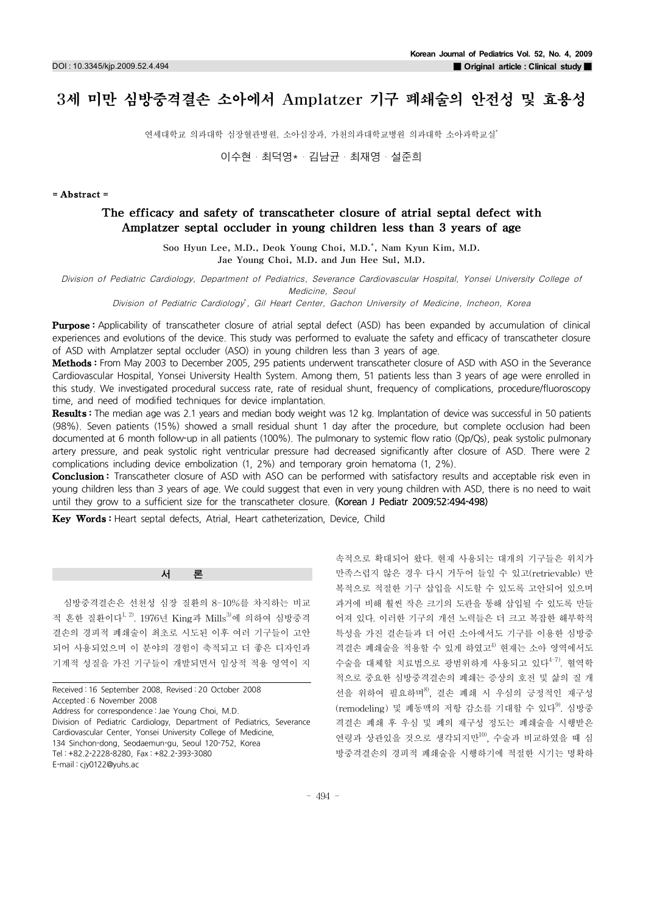# 3세 미만 심방중격결손 소아에서 Amplatzer 기구 폐쇄술의 안전성 및 효용성

연세대학교 의과대학 심장혈관병원, 소아심장과, 가천의과대학교병원 의과대학 소아과학교실*

이수현 · 최덕영* · 김남균 · 최재영 · 설준희

= Abstract =

## The efficacy and safety of transcatheter closure of atrial septal defect with Amplatzer septal occluder in young children less than 3 years of age

Soo Hyun Lee, M.D., Deok Young Choi, M.D.*, Nam Kyun Kim, M.D. Jae Young Choi, M.D. and Jun Hee Sul, M.D.

*Division of Pediatric Cardiology, Department of Pediatrics, Severance Cardiovascular Hospital, Yonsei University College of Medicine, Seoul*

*Division of Pediatric Cardiology*, Gil Heart Center, Gachon University of Medicine, Incheon, Korea*

**Purpose :** Applicability of transcatheter closure of atrial septal defect (ASD) has been expanded by accumulation of clinical experiences and evolutions of the device. This study was performed to evaluate the safety and efficacy of transcatheter closure of ASD with Amplatzer septal occluder (ASO) in young children less than 3 years of age.

**Methods :** From May 2003 to December 2005, 295 patients underwent transcatheter closure of ASD with ASO in the Severance Cardiovascular Hospital, Yonsei University Health System. Among them, 51 patients less than 3 years of age were enrolled in this study. We investigated procedural success rate, rate of residual shunt, frequency of complications, procedure/fluoroscopy time, and need of modified techniques for device implantation.

**Results :** The median age was 2.1 years and median body weight was 12 kg. Implantation of device was successful in 50 patients (98%). Seven patients (15%) showed a small residual shunt 1 day after the procedure, but complete occlusion had been documented at 6 month follow-up in all patients (100%). The pulmonary to systemic flow ratio (Qp/Qs), peak systolic pulmonary artery pressure, and peak systolic right ventricular pressure had decreased significantly after closure of ASD. There were 2 complications including device embolization (1, 2%) and temporary groin hematoma (1, 2%).

**Conclusion :** Transcatheter closure of ASD with ASO can be performed with satisfactory results and acceptable risk even in young children less than 3 years of age. We could suggest that even in very young children with ASD, there is no need to wait until they grow to a sufficient size for the transcatheter closure. (Korean J Pediatr 2009;52:494-498)

**Key Words :** Heart septal defects, Atrial, Heart catheterization, Device, Child

## 서 론

심방중격결손은 선천성 심장 질환의 8-10%를 차지하는 비교적 흔한 질환이다[1, 2]. 1976년 King과 Mills[3]에 의하여 심방중격결손의 경피적 폐쇄술이 최초로 시도된 이후 여러 기구들이 고안되어 사용되었으며 이 분야의 경험이 축적되고 더 좋은 디자인과 기계적 성질을 가진 기구들이 개발되면서 임상적 적용 영역이 지속적으로 확대되어 왔다. 현재 사용되는 대개의 기구들은 위치가 만족스럽지 않은 경우 다시 거두어 들일 수 있고(retrievable) 반복적으로 적절한 기구 삽입을 시도할 수 있도록 고안되어 있으며 과거에 비해 훨씬 작은 크기의 도관을 통해 삽입될 수 있도록 만들어져 있다. 이러한 기구의 개선 노력들은 더 크고 복잡한 해부학적 특성을 가진 결손들과 더 어린 소아에서도 기구를 이용한 심방중격결손 폐쇄술을 적용할 수 있게 하였고[4] 현재는 소아 영역에서도 수술을 대체할 치료법으로 광범위하게 사용되고 있다[4-7]. 혈역학적으로 중요한 심방중격결손의 폐쇄는 증상의 호전 및 삶의 질 개선을 위하여 필요하며[8], 결손 폐쇄 시 우심의 긍정적인 재구성(remodeling) 및 폐동맥의 저항 감소를 기대할 수 있다[9]. 심방중격결손 폐쇄 후 우심 및 폐의 재구성 정도는 폐쇄술을 시행받은 연령과 상관있을 것으로 생각되지만[10], 수술과 비교하였을 때 심방중격결손의 경피적 폐쇄술을 시행하기에 적절한 시기는 명확하

Received : 16 September 2008, Revised : 20 October 2008
Accepted : 6 November 2008
Address for correspondence : Jae Young Choi, M.D.
Division of Pediatric Cardiology, Department of Pediatrics, Severance Cardiovascular Center, Yonsei University College of Medicine, 134 Sinchon-dong, Seodaemun-gu, Seoul 120-752, Korea
Tel : +82.2-2228-8280, Fax : +82.2-393-3080
E-mail : cjy0122@yuhs.ac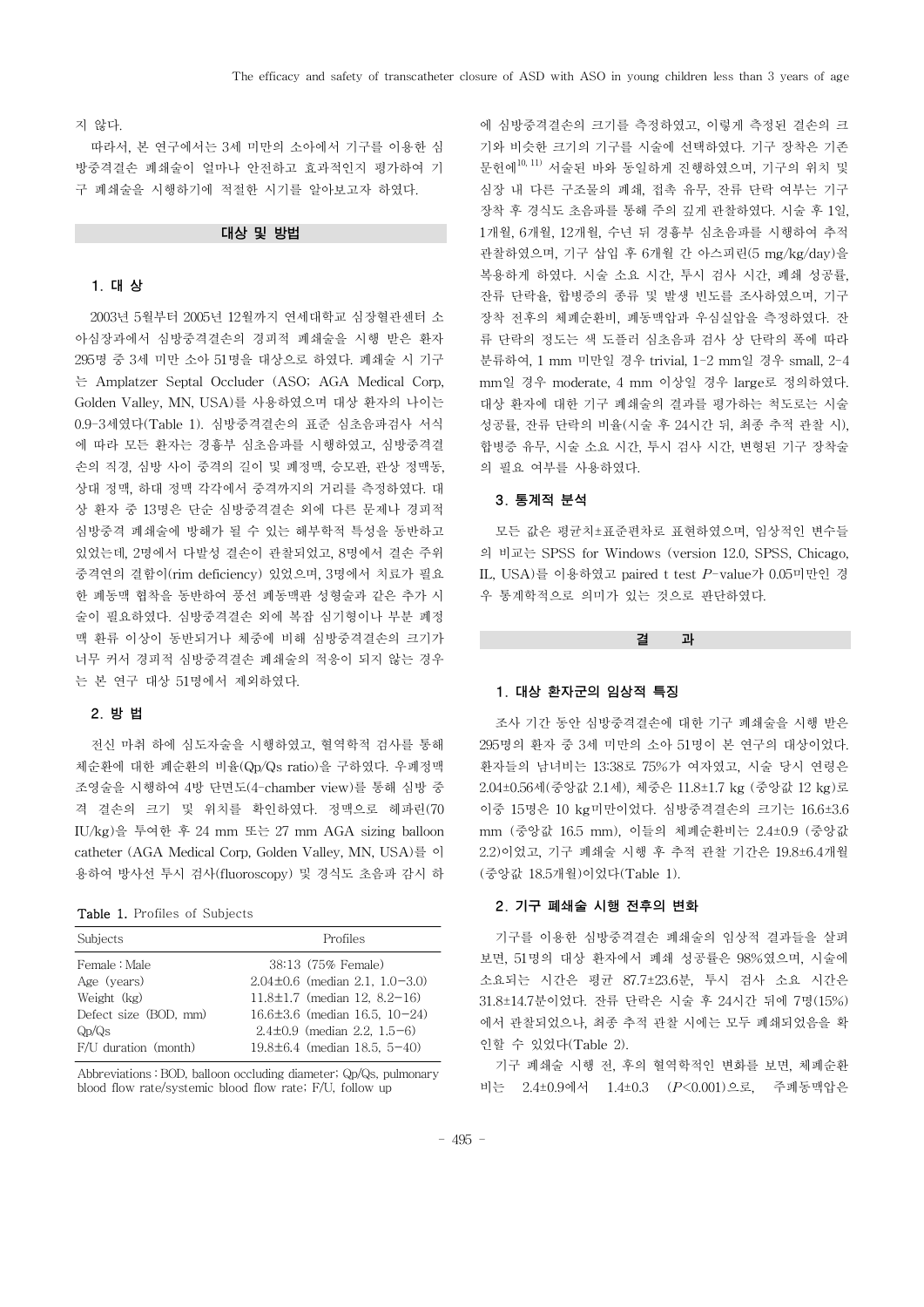지 않다.

따라서, 본 연구에서는 3세 미만의 소아에서 기구를 이용한 심방중격결손 폐쇄술이 얼마나 안전하고 효과적인지 평가하여 기구 폐쇄술을 시행하기에 적절한 시기를 알아보고자 하였다.

## 대상 및 방법

### 1. 대 상

2003년 5월부터 2005년 12월까지 연세대학교 심장혈관센터 소아심장과에서 심방중격결손의 경피적 폐쇄술을 시행 받은 환자 295명 중 3세 미만 소아 51명을 대상으로 하였다. 폐쇄술 시 기구는 Amplatzer Septal Occluder (ASO; AGA Medical Corp, Golden Valley, MN, USA)를 사용하였으며 대상 환자의 나이는 0.9-3세였다(Table 1). 심방중격결손의 표준 심초음파검사 서식에 따라 모든 환자는 경흉부 심초음파를 시행하였고, 심방중격결손의 직경, 심방 사이 중격의 길이 및 폐정맥, 승모판, 관상 정맥동, 상대 정맥, 하대 정맥 각각에서 중격까지의 거리를 측정하였다. 대상 환자 중 13명은 단순 심방중격결손 외에 다른 문제나 경피적 심방중격 폐쇄술에 방해가 될 수 있는 해부학적 특성을 동반하고 있었는데, 2명에서 다발성 결손이 관찰되었고, 8명에서 결손 주위 중격연의 결함이(rim deficiency) 있었으며, 3명에서 치료가 필요한 폐동맥 협착을 동반하여 풍선 폐동맥판 성형술과 같은 추가 시술이 필요하였다. 심방중격결손 외에 복잡 심기형이나 부분 폐정맥 환류 이상이 동반되거나 체중에 비해 심방중격결손의 크기가 너무 커서 경피적 심방중격결손 폐쇄술의 적응이 되지 않는 경우는 본 연구 대상 51명에서 제외하였다.

### 2. 방 법

전신 마취 하에 심도자술을 시행하였고, 혈역학적 검사를 통해 체순환에 대한 폐순환의 비율(Qp/Qs ratio)을 구하였다. 우폐정맥 조영술을 시행하여 4방 단면도(4-chamber view)를 통해 심방 중격 결손의 크기 및 위치를 확인하였다. 정맥으로 헤파린(70 IU/kg)을 투여한 후 24 mm 또는 27 mm AGA sizing balloon catheter (AGA Medical Corp, Golden Valley, MN, USA)를 이용하여 방사선 투시 검사(fluoroscopy) 및 경식도 초음파 감시 하에 심방중격결손의 크기를 측정하였고, 이렇게 측정된 결손의 크기와 비슷한 크기의 기구를 시술에 선택하였다. 기구 장착은 기존 문헌에[10, 11] 서술된 바와 동일하게 진행하였으며, 기구의 위치 및 심장 내 다른 구조물의 폐쇄, 접촉 유무, 잔류 단락 여부는 기구 장착 후 경식도 초음파를 통해 주의 깊게 관찰하였다. 시술 후 1일, 1개월, 6개월, 12개월, 수년 뒤 경흉부 심초음파를 시행하여 추적 관찰하였으며, 기구 삽입 후 6개월 간 아스피린(5 mg/kg/day)을 복용하게 하였다. 시술 소요 시간, 투시 검사 시간, 폐쇄 성공률, 잔류 단락율, 합병증의 종류 및 발생 빈도를 조사하였으며, 기구 장착 전후의 체폐순환비, 폐동맥압과 우심실압을 측정하였다. 잔류 단락의 정도는 색 도플러 심초음파 검사 상 단락의 폭에 따라 분류하여, 1 mm 미만일 경우 trivial, 1-2 mm일 경우 small, 2-4 mm일 경우 moderate, 4 mm 이상일 경우 large로 정의하였다. 대상 환자에 대한 기구 폐쇄술의 결과를 평가하는 척도로는 시술 성공률, 잔류 단락의 비율(시술 후 24시간 뒤, 최종 추적 관찰 시), 합병증 유무, 시술 소요 시간, 투시 검사 시간, 변형된 기구 장착술의 필요 여부를 사용하였다.

### 3. 통계적 분석

모든 값은 평균치±표준편차로 표현하였으며, 임상적인 변수들의 비교는 SPSS for Windows (version 12.0, SPSS, Chicago, IL, USA)를 이용하였고 paired t test $P$-value가 0.05미만인 경우 통계학적으로 의미가 있는 것으로 판단하였다.

## 결 과

### 1. 대상 환자군의 임상적 특징

조사 기간 동안 심방중격결손에 대한 기구 폐쇄술을 시행 받은 295명의 환자 중 3세 미만의 소아 51명이 본 연구의 대상이었다. 환자들의 남녀비는 13:38로 75%가 여자였고, 시술 당시 연령은 2.04±0.56세(중앙값 2.1세), 체중은 11.8±1.7 kg (중앙값 12 kg)로 이중 15명은 10 kg미만이었다. 심방중격결손의 크기는 16.6±3.6 mm (중앙값 16.5 mm), 이들의 체폐순환비는 2.4±0.9 (중앙값 2.2)이었고, 기구 폐쇄술 시행 후 추적 관찰 기간은 19.8±6.4개월 (중앙값 18.5개월)이었다(Table 1).

**Table 1.** Profiles of Subjects

| Subjects | Profiles |
|---|---|
| Female : Male | 38:13 (75% Female) |
| Age (years) | 2.04±0.6 (median 2.1, 1.0-3.0) |
| Weight (kg) | 11.8±1.7 (median 12, 8.2-16) |
| Defect size (BOD, mm) | 16.6±3.6 (median 16.5, 10-24) |
| Qp/Qs | 2.4±0.9 (median 2.2, 1.5-6) |
| F/U duration (month) | 19.8±6.4 (median 18.5, 5-40) |

Abbreviations : BOD, balloon occluding diameter; Qp/Qs, pulmonary blood flow rate/systemic blood flow rate; F/U, follow up

### 2. 기구 폐쇄술 시행 전후의 변화

기구를 이용한 심방중격결손 폐쇄술의 임상적 결과들을 살펴보면, 51명의 대상 환자에서 폐쇄 성공률은 98%였으며, 시술에 소요되는 시간은 평균 87.7±23.6분, 투시 검사 소요 시간은 31.8±14.7분이었다. 잔류 단락은 시술 후 24시간 뒤에 7명(15%)에서 관찰되었으나, 최종 추적 관찰 시에는 모두 폐쇄되었음을 확인할 수 있었다(Table 2).

기구 폐쇄술 시행 전, 후의 혈역학적인 변화를 보면, 체폐순환비는 2.4±0.9에서 1.4±0.3 ($P$<0.001)으로, 주폐동맥압은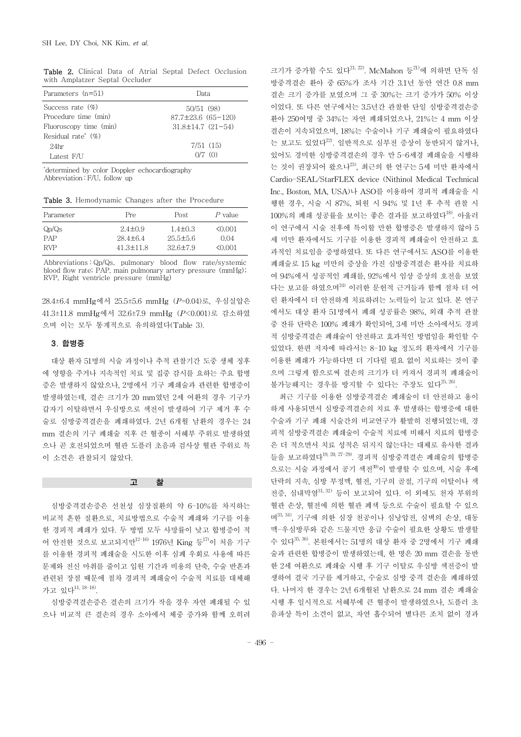**Table 2.** Clinical Data of Atrial Septal Defect Occlusion with Amplatzer Septal Occluder

| Parameters (n=51) | Data |
|---|---|
| Success rate (%) | 50/51 (98) |
| Procedure time (min) | 87.7±23.6 (65-120) |
| Fluoroscopy time (min) | 31.8±14.7 (21-54) |
| Residual rate* (%) | |
| 24hr | 7/51 (15) |
| Latest F/U | 0/7 (0) |

*determined by color Doppler echocardiography
Abbreviation : F/U, follow up

**Table 3.** Hemodynamic Changes after the Procedure

| Parameter | Pre | Post | *P* value |
|---|---|---|---|
| Qp/Qs | 2.4±0.9 | 1.4±0.3 | <0.001 |
| PAP | 28.4±6.4 | 25.5±5.6 | 0.04 |
| RVP | 41.3±11.8 | 32.6±7.9 | <0.001 |

Abbreviations : Qp/Qs, pulmonary blood flow rate/systemic blood flow rate; PAP, main pulmonary artery pressure (mmHg); RVP, Right ventricle pressure (mmHg)

28.4±6.4 mmHg에서 25.5±5.6 mmHg (*P*=0.04)로, 우심실압은 41.3±11.8 mmHg에서 32.6±7.9 mmHg (*P*<0.001)로 감소하였으며 이는 모두 통계적으로 유의하였다(Table 3).

### 3. 합병증

대상 환자 51명의 시술 과정이나 추적 관찰기간 도중 생체 징후에 영향을 주거나 지속적인 치료 및 집중 감시를 요하는 주요 합병증은 발생하지 않았으나, 2명에서 기구 폐쇄술과 관련한 합병증이 발생하였는데, 결손 크기가 20 mm였던 2세 여환의 경우 기구가 갑자기 이탈하면서 우심방으로 색전이 발생하여 기구 제거 후 수술로 심방중격결손을 폐쇄하였다. 2년 6개월 남환의 경우는 24 mm 결손의 기구 폐쇄술 직후 큰 혈종이 서혜부 주위로 발생하였으나 곧 호전되었으며 혈관 도플러 초음파 검사상 혈관 주위로 특이 소견은 관찰되지 않았다.

## 고 찰

심방중격결손증은 선천성 심장질환의 약 6-10%를 차지하는 비교적 흔한 질환으로, 치료방법으로 수술적 폐쇄와 기구를 이용한 경피적 폐쇄가 있다. 두 방법 모두 사망률이 낮고 합병증이 적어 안전한 것으로 보고되지만[12-16] 1976년 King 등[17]이 처음 기구를 이용한 경피적 폐쇄술을 시도한 이후 심폐 우회로 사용에 따른 문제와 전신 마취를 줄이고 입원 기간과 비용의 단축, 수술 반흔과 관련된 장점 때문에 점차 경피적 폐쇄술이 수술적 치료를 대체해 가고 있다[11, 18-18].

심방중격결손증은 결손의 크기가 작을 경우 자연 폐쇄될 수 있으나 비교적 큰 결손의 경우 소아에서 체중 증가와 함께 오히려 크기가 증가할 수도 있다[21, 22]. McMahon 등[21]에 의하면 단독 심방중격결손 환아 중 65%가 조사 기간 3.1년 동안 연간 0.8 mm 결손 크기 증가를 보였으며 그 중 30%는 크기 증가가 50% 이상이었다. 또 다른 연구에서는 3.5년간 관찰한 단일 심방중격결손증 환아 250여명 중 34%는 자연 폐쇄되었으나, 21%는 4 mm 이상 결손이 지속되었으며, 18%는 수술이나 기구 폐쇄술이 필요하였다는 보고도 있었다[22]. 일반적으로 심부전 증상이 동반되지 않거나, 있어도 경미한 심방중격결손의 경우 만 5-6세경 폐쇄술을 시행하는 것이 권장되어 왔으나[23], 최근의 한 연구는 5세 미만 환자에서 Cardio-SEAL/StarFLEX device (Nithinol Medical Technical Inc., Boston, MA, USA)나 ASO를 이용하여 경피적 폐쇄술을 시행한 경우, 시술 시 87%, 퇴원 시 94% 및 1년 후 추적 관찰 시 100%의 폐쇄 성공률을 보이는 좋은 결과를 보고하였다[18]. 아울러 이 연구에서 시술 전후에 특이할 만한 합병증은 발생하지 않아 5세 미만 환자에서도 기구를 이용한 경피적 폐쇄술이 안전하고 효과적인 치료임을 증명하였다. 또 다른 연구에서도 ASO를 이용한 폐쇄술로 15 kg 미만의 증상을 가진 심방중격결손 환자를 치료하여 94%에서 성공적인 폐쇄를, 92%에서 임상 증상의 호전을 보였다는 보고를 하였으며[24] 이러한 문헌적 근거들과 함께 점차 더 어린 환자에서 더 안전하게 치료하려는 노력들이 늘고 있다. 본 연구에서도 대상 환자 51명에서 폐쇄 성공률은 98%, 외래 추적 관찰 중 잔류 단락은 100% 폐쇄가 확인되어, 3세 미만 소아에서도 경피적 심방중격결손 폐쇄술이 안전하고 효과적인 방법임을 확인할 수 있었다. 한편 저자에 따라서는 8-10 kg 정도의 환자에서 기구를 이용한 폐쇄가 가능하다면 더 기다릴 필요 없이 치료하는 것이 좋으며 그렇게 함으로써 결손의 크기가 더 커져서 경피적 폐쇄술이 불가능해지는 경우를 방지할 수 있다는 주장도 있다[25, 26].

최근 기구를 이용한 심방중격결손 폐쇄술이 더 안전하고 용이하게 사용되면서 심방중격결손의 치료 후 발생하는 합병증에 대한 수술과 기구 폐쇄 시술간의 비교연구가 활발히 진행되었는데, 경피적 심방중격결손 폐쇄술이 수술적 치료에 비해서 치료의 합병증은 더 적으면서 치료 성적은 뒤지지 않는다는 대체로 유사한 결과들을 보고하였다[19, 20, 27-29]. 경피적 심방중격결손 폐쇄술의 합병증으로는 시술 과정에서 공기 색전[30]이 발생할 수 있으며, 시술 후에 단락의 지속, 심방 부정맥, 혈전, 기구의 골절, 기구의 이탈이나 색전증, 심내막염[31, 32] 등이 보고되어 있다. 이 외에도 천자 부위의 혈관 손상, 혈전에 의한 혈관 폐색 등으로 수술이 필요할 수 있으며[33, 34], 기구에 의한 심장 천공이나 심낭압전, 심벽의 손상, 대동맥-우심방루와 같은 드물지만 응급 수술이 필요한 상황도 발생할 수 있다[35, 36]. 본원에서는 51명의 대상 환자 중 2명에서 기구 폐쇄술과 관련한 합병증이 발생하였는데, 한 명은 20 mm 결손을 동반한 2세 여환으로 폐쇄술 시행 후 기구 이탈로 우심방 색전증이 발생하여 결국 기구를 제거하고, 수술로 심방 중격 결손을 폐쇄하였다. 나머지 한 경우는 2년 6개월된 남환으로 24 mm 결손 폐쇄술 시행 후 일시적으로 서혜부에 큰 혈종이 발생하였으나, 도플러 초음파상 특이 소견이 없고, 자연 흡수되어 별다른 조치 없이 경과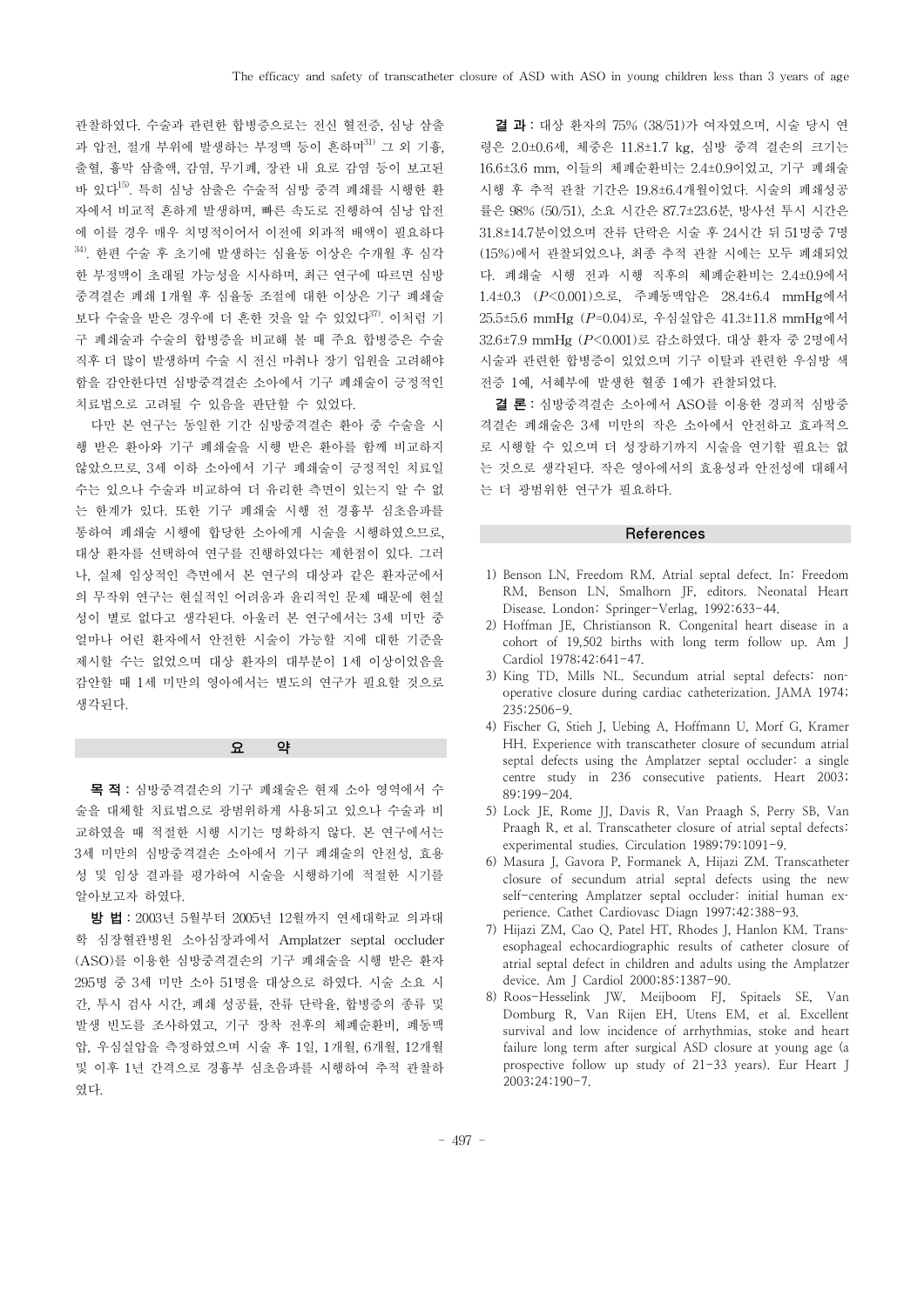관찰하였다. 수술과 관련한 합병증으로는 전신 혈전증, 심낭 삼출과 압전, 절개 부위에 발생하는 부정맥 등이 흔하며[31] 그 외 기흉, 출혈, 흉막 삼출액, 감염, 무기폐, 장관 내 요로 감염 등이 보고된 바 있다[15]. 특히 심낭 삼출은 수술적 심방 중격 폐쇄를 시행한 환자에서 비교적 흔하게 발생하며, 빠른 속도로 진행하여 심낭 압전에 이를 경우 매우 치명적이어서 이전에 외과적 배액이 필요하다[34]. 한편 수술 후 초기에 발생하는 심율동 이상은 수개월 후 심각한 부정맥이 초래될 가능성을 시사하며, 최근 연구에 따르면 심방중격결손 폐쇄 1개월 후 심율동 조절에 대한 이상은 기구 폐쇄술보다 수술을 받은 경우에 더 흔한 것을 알 수 있었다[37]. 이처럼 기구 폐쇄술과 수술의 합병증을 비교해 볼 때 주요 합병증은 수술 직후 더 많이 발생하며 수술 시 전신 마취나 장기 입원을 고려해야 함을 감안한다면 심방중격결손 소아에서 기구 폐쇄술이 긍정적인 치료법으로 고려될 수 있음을 판단할 수 있었다.

다만 본 연구는 동일한 기간 심방중격결손 환아 중 수술을 시행 받은 환아와 기구 폐쇄술을 시행 받은 환아를 함께 비교하지 않았으므로, 3세 이하 소아에서 기구 폐쇄술이 긍정적인 치료일 수는 있으나 수술과 비교하여 더 유리한 측면이 있는지 알 수 없는 한계가 있다. 또한 기구 폐쇄술 시행 전 경흉부 심초음파를 통하여 폐쇄술 시행에 합당한 소아에게 시술을 시행하였으므로, 대상 환자를 선택하여 연구를 진행하였다는 제한점이 있다. 그러나, 실제 임상적인 측면에서 본 연구의 대상과 같은 환자군에서의 무작위 연구는 현실적인 어려움과 윤리적인 문제 때문에 현실성이 별로 없다고 생각된다. 아울러 본 연구에서는 3세 미만 중 얼마나 어린 환자에서 안전한 시술이 가능할 지에 대한 기준을 제시할 수는 없었으며 대상 환자의 대부분이 1세 이상이었음을 감안할 때 1세 미만의 영아에서는 별도의 연구가 필요할 것으로 생각된다.

## 요 약

**목 적** : 심방중격결손의 기구 폐쇄술은 현재 소아 영역에서 수술을 대체할 치료법으로 광범위하게 사용되고 있으나 수술과 비교하였을 때 적절한 시행 시기는 명확하지 않다. 본 연구에서는 3세 미만의 심방중격결손 소아에서 기구 폐쇄술의 안전성, 효용성 및 임상 결과를 평가하여 시술을 시행하기에 적절한 시기를 알아보고자 하였다.

**방 법** : 2003년 5월부터 2005년 12월까지 연세대학교 의과대학 심장혈관병원 소아심장과에서 Amplatzer septal occluder (ASO)를 이용한 심방중격결손의 기구 폐쇄술을 시행 받은 환자 295명 중 3세 미만 소아 51명을 대상으로 하였다. 시술 소요 시간, 투시 검사 시간, 폐쇄 성공률, 잔류 단락율, 합병증의 종류 및 발생 빈도를 조사하였고, 기구 장착 전후의 체폐순환비, 폐동맥압, 우심실압을 측정하였으며 시술 후 1일, 1개월, 6개월, 12개월 및 이후 1년 간격으로 경흉부 심초음파를 시행하여 추적 관찰하였다.

**결 과** : 대상 환자의 75% (38/51)가 여자였으며, 시술 당시 연령은 2.0±0.6세, 체중은 11.8±1.7 kg, 심방 중격 결손의 크기는 16.6±3.6 mm, 이들의 체폐순환비는 2.4±0.9이었고, 기구 폐쇄술 시행 후 추적 관찰 기간은 19.8±6.4개월이었다. 시술의 폐쇄성공률은 98% (50/51), 소요 시간은 87.7±23.6분, 방사선 투시 시간은 31.8±14.7분이었으며 잔류 단락은 시술 후 24시간 뒤 51명중 7명 (15%)에서 관찰되었으나, 최종 추적 관찰 시에는 모두 폐쇄되었다. 폐쇄술 시행 전과 시행 직후의 체폐순환비는 2.4±0.9에서 1.4±0.3 ($P$<0.001)으로, 주폐동맥압은 28.4±6.4 mmHg에서 25.5±5.6 mmHg ($P$=0.04)로, 우심실압은 41.3±11.8 mmHg에서 32.6±7.9 mmHg ($P$<0.001)로 감소하였다. 대상 환자 중 2명에서 시술과 관련한 합병증이 있었으며 기구 이탈과 관련한 우심방 색전증 1예, 서혜부에 발생한 혈종 1예가 관찰되었다.

**결 론** : 심방중격결손 소아에서 ASO를 이용한 경피적 심방중격결손 폐쇄술은 3세 미만의 작은 소아에서 안전하고 효과적으로 시행할 수 있으며 더 성장하기까지 시술을 연기할 필요는 없는 것으로 생각된다. 작은 영아에서의 효용성과 안전성에 대해서는 더 광범위한 연구가 필요하다.

## References

1) Benson LN, Freedom RM. Atrial septal defect. In: Freedom RM, Benson LN, Smalhorn JF, editors. Neonatal Heart Disease. London: Springer-Verlag, 1992:633-44.
2) Hoffman JE, Christianson R. Congenital heart disease in a cohort of 19,502 births with long term follow up. Am J Cardiol 1978;42:641-47.
3) King TD, Mills NL. Secundum atrial septal defects: nonoperative closure during cardiac catheterization. JAMA 1974;235:2506-9.
4) Fischer G, Stieh J, Uebing A, Hoffmann U, Morf G, Kramer HH. Experience with transcatheter closure of secundum atrial septal defects using the Amplatzer septal occluder: a single centre study in 236 consecutive patients. Heart 2003;89:199-204.
5) Lock JE, Rome JJ, Davis R, Van Praagh S, Perry SB, Van Praagh R, et al. Transcatheter closure of atrial septal defects: experimental studies. Circulation 1989;79:1091-9.
6) Masura J, Gavora P, Formanek A, Hijazi ZM. Transcatheter closure of secundum atrial septal defects using the new self-centering Amplatzer septal occluder: initial human experience. Cathet Cardiovasc Diagn 1997;42:388-93.
7) Hijazi ZM, Cao Q, Patel HT, Rhodes J, Hanlon KM. Transesophageal echocardiographic results of catheter closure of atrial septal defect in children and adults using the Amplatzer device. Am J Cardiol 2000;85:1387-90.
8) Roos-Hesselink JW, Meijboom FJ, Spitaels SE, Van Domburg R, Van Rijen EH, Utens EM, et al. Excellent survival and low incidence of arrhythmias, stoke and heart failure long term after surgical ASD closure at young age (a prospective follow up study of 21-33 years). Eur Heart J 2003;24:190-7.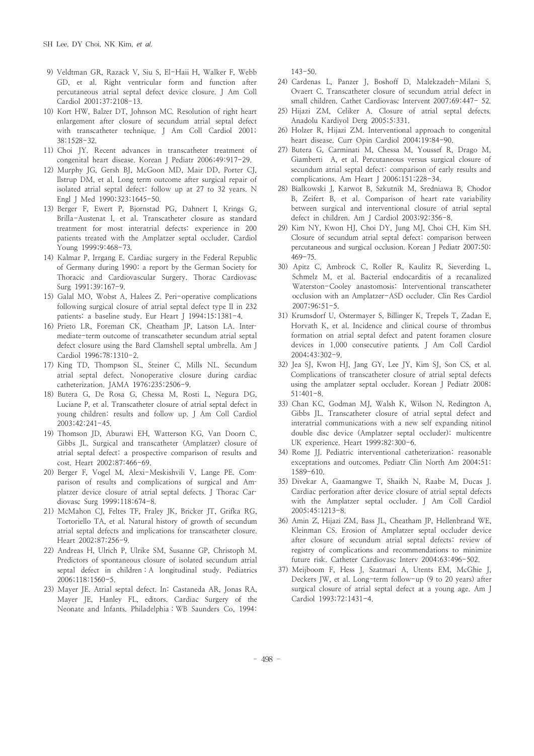9) Veldtman GR, Razack V, Siu S, El-Haii H, Walker F, Webb GD, et al. Right ventricular form and function after percutaneous atrial septal defect device closure. J Am Coll Cardiol 2001;37:2108-13.

10) Kort HW, Balzer DT, Johnson MC. Resolution of right heart enlargement after closure of secundum atrial septal defect with transcatheter technique. J Am Coll Cardiol 2001; 38:1528-32.

11) Choi JY. Recent advances in transcatheter treatment of congenital heart disease. Korean J Pediatr 2006;49:917-29.

12) Murphy JG, Gersh BJ, McGoon MD, Mair DD, Porter CJ, Ilstrup DM, et al. Long term outcome after surgical repair of isolated atrial septal defect: follow up at 27 to 32 years. N Engl J Med 1990;323:1645-50.

13) Berger F, Ewert P, Bjornstad PG, Dahnert I, Krings G, Brilla-Austenat I, et al. Transcatheter closure as standard treatment for most interatrial defects: experience in 200 patients treated with the Amplatzer septal occluder. Cardiol Young 1999;9:468-73.

14) Kalmar P, Irrgang E. Cardiac surgery in the Federal Republic of Germany during 1990: a report by the German Society for Thoracic and Cardiovascular Surgery. Thorac Cardiovasc Surg 1991;39:167-9.

15) Galal MO, Wobst A, Halees Z. Peri-operative complications following surgical closure of atrial septal defect type II in 232 patients: a baseline study. Eur Heart J 1994;15:1381-4.

16) Prieto LR, Foreman CK, Cheatham JP, Latson LA. Intermediate-term outcome of transcatheter secundum atrial septal defect closure using the Bard Clamshell septal umbrella. Am J Cardiol 1996;78:1310-2.

17) King TD, Thompson SL, Steiner C, Mills NL. Secundum atrial septal defect. Nonoperative closure during cardiac catheterization. JAMA 1976;235:2506-9.

18) Butera G, De Rosa G, Chessa M, Rosti L, Negura DG, Luciane P, et al. Transcatheter closure of atrial septal defect in young children: results and follow up. J Am Coll Cardiol 2003;42:241-45.

19) Thomson JD, Aburawi EH, Watterson KG, Van Doorn C, Gibbs JL. Surgical and transcatheter (Amplatzer) closure of atrial septal defect: a prospective comparison of results and cost. Heart 2002;87:466-69.

20) Berger F, Vogel M, Alexi-Meskishvili V, Lange PE. Comparison of results and complications of surgical and Amplatzer device closure of atrial septal defects. J Thorac Cardiovasc Surg 1999;118:674-8.

21) McMahon CJ, Feltes TF, Fraley JK, Bricker JT, Grifka RG, Tortoriello TA, et al. Natural history of growth of secundum atrial septal defects and implications for transcatheter closure. Heart 2002;87:256-9.

22) Andreas H, Ulrich P, Ulrike SM, Susanne GP, Christoph M. Predictors of spontaneous closure of isolated secundum atrial septal defect in children : A longitudinal study. Pediatrics 2006;118:1560-5.

23) Mayer JE. Atrial septal defect. In: Castaneda AR, Jonas RA, Mayer JE, Hanley FL, editors. Cardiac Surgery of the Neonate and Infants. Philadelphia : WB Saunders Co, 1994: 143-50.

24) Cardenas L, Panzer J, Boshoff D, Malekzadeh-Milani S, Ovaert C. Transcatheter closure of secundum atrial defect in small children. Cathet Cardiovasc Intervent 2007;69:447- 52.

25) Hijazi ZM, Celiker A. Closure of atrial septal defects. Anadolu Kardiyol Derg 2005;5:331.

26) Holzer R, Hijazi ZM. Interventional approach to congenital heart disease. Curr Opin Cardiol 2004;19:84-90.

27) Butera G, Carminati M, Chessa M, Youssef R, Drago M, Giamberti A, et al. Percutaneous versus surgical closure of secundum atrial septal defect: comparison of early results and complications. Am Heart J 2006;151:228-34.

28) Bialkowski J, Karwot B, Szkutnik M, Sredniawa B, Chodor B, Zeifert B, et al. Comparison of heart rate variability between surgical and interventional closure of atrial septal defect in children. Am J Cardiol 2003;92:356-8.

29) Kim NY, Kwon HJ, Choi DY, Jung MJ, Choi CH, Kim SH. Closure of secundum atrial septal defect: comparison between percutaneous and surgical occlusion. Korean J Pediatr 2007;50: 469-75.

30) Apitz C, Ambrock C, Roller R, Kaulitz R, Sieverding L, Schmelz M, et al. Bacterial endocarditis of a recanalized Waterston-Cooley anastomosis: Interventional transcatheter occlusion with an Amplatzer-ASD occluder. Clin Res Cardiol 2007;96:51-5.

31) Krumsdorf U, Ostermayer S, Billinger K, Trepels T, Zadan E, Horvath K, et al. Incidence and clinical course of thrombus formation on atrial septal defect and patent foramen closure devices in 1,000 consecutive patients. J Am Coll Cardiol 2004;43:302-9.

32) Jea SJ, Kwon HJ, Jang GY, Lee JY, Kim SJ, Son CS, et al. Complications of transcatheter closure of atrial septal defects using the amplatzer septal occluder. Korean J Pediatr 2008; 51:401-8.

33) Chan KC, Godman MJ, Walsh K, Wilson N, Redington A, Gibbs JL. Transcatheter closure of atrial septal defect and interatrial communications with a new self expanding nitinol double disc device (Amplatzer septal occluder): multicentre UK experience. Heart 1999;82:300-6.

34) Rome JJ. Pediatric interventional catheterization: reasonable exceptations and outcomes. Pediatr Clin North Am 2004;51: 1589-610.

35) Divekar A, Gaamangwe T, Shaikh N, Raabe M, Ducas J. Cardiac perforation after device closure of atrial septal defects with the Amplatzer septal occluder. J Am Coll Cardiol 2005;45:1213-8.

36) Amin Z, Hijazi ZM, Bass JL, Cheatham JP, Hellenbrand WE, Kleinman CS. Erosion of Amplatzer septal occluder device after closure of secundum atrial septal defects: review of registry of complications and recommendations to minimize future risk. Catheter Cardiovasc Interv 2004;63:496-502.

37) Meijboom F, Hess J, Szatmari A, Utents EM, McGhie J, Deckers JW, et al. Long-term follow-up (9 to 20 years) after surgical closure of atrial septal defect at a young age. Am J Cardiol 1993;72:1431-4.